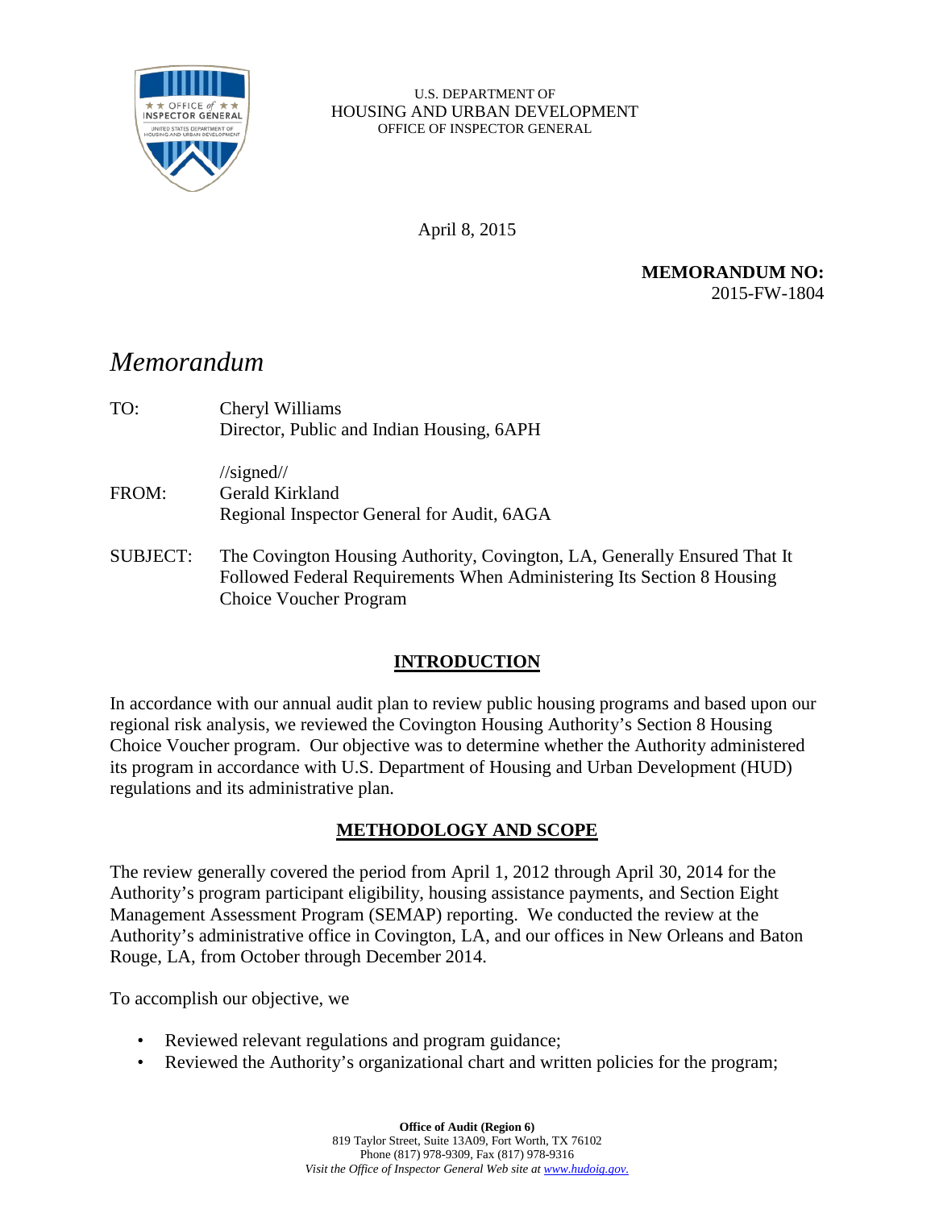U.S. DEPARTMENT OF
HOUSING AND URBAN DEVELOPMENT
OFFICE OF INSPECTOR GENERAL

April 8, 2015

**MEMORANDUM NO:**
2015-FW-1804

# *Memorandum*

TO: Cheryl Williams
Director, Public and Indian Housing, 6APH

//signed//

FROM: Gerald Kirkland
Regional Inspector General for Audit, 6AGA

SUBJECT: The Covington Housing Authority, Covington, LA, Generally Ensured That It Followed Federal Requirements When Administering Its Section 8 Housing Choice Voucher Program

## INTRODUCTION

In accordance with our annual audit plan to review public housing programs and based upon our regional risk analysis, we reviewed the Covington Housing Authority's Section 8 Housing Choice Voucher program. Our objective was to determine whether the Authority administered its program in accordance with U.S. Department of Housing and Urban Development (HUD) regulations and its administrative plan.

## METHODOLOGY AND SCOPE

The review generally covered the period from April 1, 2012 through April 30, 2014 for the Authority's program participant eligibility, housing assistance payments, and Section Eight Management Assessment Program (SEMAP) reporting. We conducted the review at the Authority's administrative office in Covington, LA, and our offices in New Orleans and Baton Rouge, LA, from October through December 2014.

To accomplish our objective, we

- Reviewed relevant regulations and program guidance;
- Reviewed the Authority's organizational chart and written policies for the program;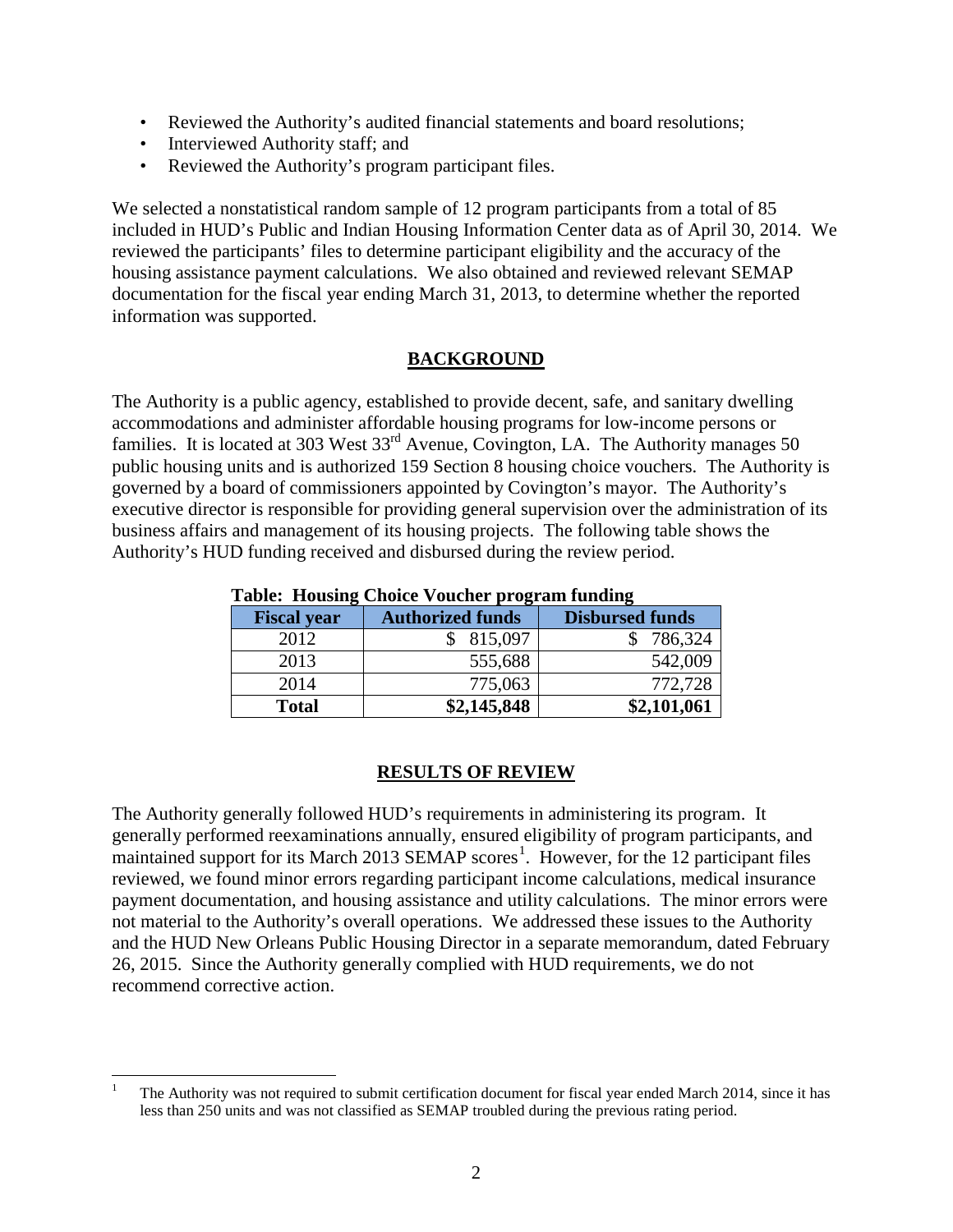- Reviewed the Authority's audited financial statements and board resolutions;
- Interviewed Authority staff; and
- Reviewed the Authority's program participant files.

We selected a nonstatistical random sample of 12 program participants from a total of 85 included in HUD's Public and Indian Housing Information Center data as of April 30, 2014. We reviewed the participants' files to determine participant eligibility and the accuracy of the housing assistance payment calculations. We also obtained and reviewed relevant SEMAP documentation for the fiscal year ending March 31, 2013, to determine whether the reported information was supported.

## BACKGROUND

The Authority is a public agency, established to provide decent, safe, and sanitary dwelling accommodations and administer affordable housing programs for low-income persons or families. It is located at 303 West 33rd Avenue, Covington, LA. The Authority manages 50 public housing units and is authorized 159 Section 8 housing choice vouchers. The Authority is governed by a board of commissioners appointed by Covington's mayor. The Authority's executive director is responsible for providing general supervision over the administration of its business affairs and management of its housing projects. The following table shows the Authority's HUD funding received and disbursed during the review period.

**Table: Housing Choice Voucher program funding**

| Fiscal year | Authorized funds | Disbursed funds |
|---|---|---|
| 2012 | $ 815,097 | $ 786,324 |
| 2013 | 555,688 | 542,009 |
| 2014 | 775,063 | 772,728 |
| **Total** | **$2,145,848** | **$2,101,061** |

## RESULTS OF REVIEW

The Authority generally followed HUD's requirements in administering its program. It generally performed reexaminations annually, ensured eligibility of program participants, and maintained support for its March 2013 SEMAP scores[1]. However, for the 12 participant files reviewed, we found minor errors regarding participant income calculations, medical insurance payment documentation, and housing assistance and utility calculations. The minor errors were not material to the Authority's overall operations. We addressed these issues to the Authority and the HUD New Orleans Public Housing Director in a separate memorandum, dated February 26, 2015. Since the Authority generally complied with HUD requirements, we do not recommend corrective action.

---

[1] The Authority was not required to submit certification document for fiscal year ended March 2014, since it has less than 250 units and was not classified as SEMAP troubled during the previous rating period.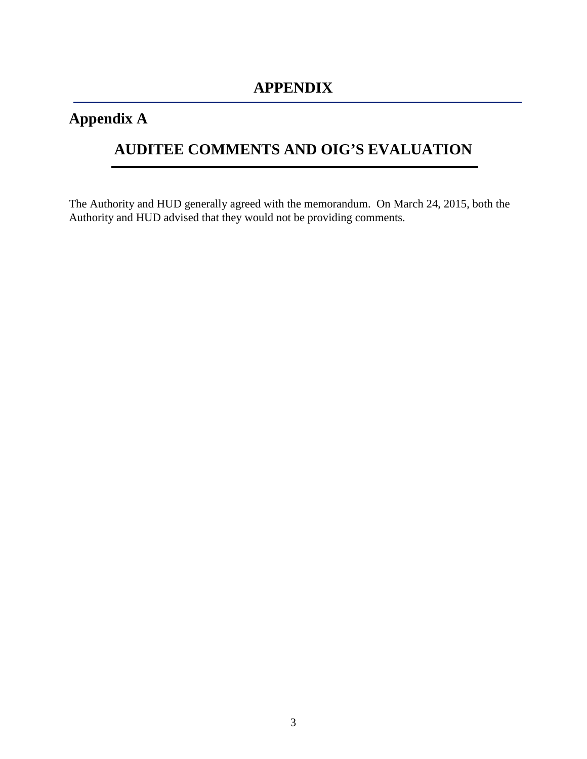# APPENDIX

## Appendix A

## AUDITEE COMMENTS AND OIG'S EVALUATION

The Authority and HUD generally agreed with the memorandum. On March 24, 2015, both the Authority and HUD advised that they would not be providing comments.